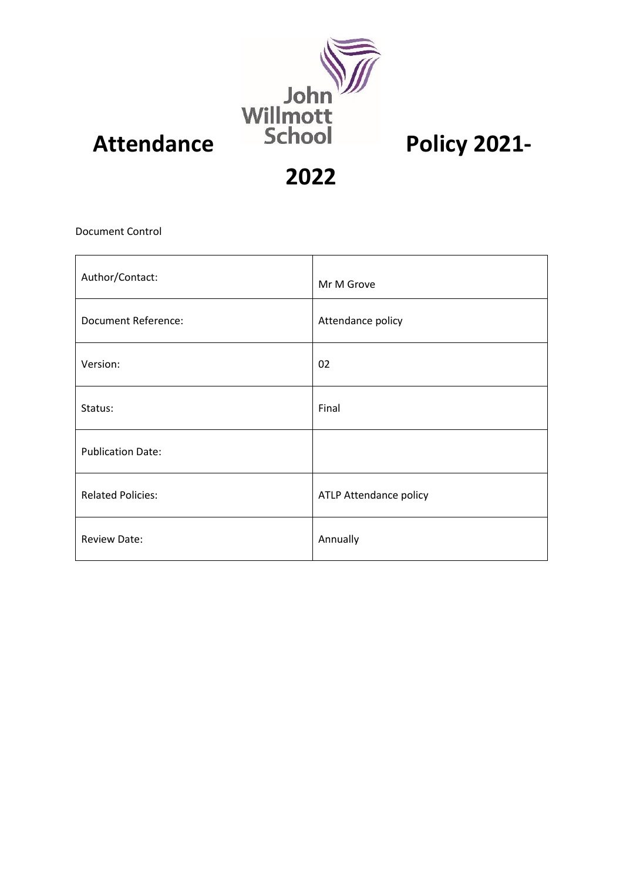# Attendance Policy 2021-2022

John Willmott School

Document Control

| Author/Contact: | Mr M Grove |
| --- | --- |
| Document Reference: | Attendance policy |
| Version: | 02 |
| Status: | Final |
| Publication Date: | |
| Related Policies: | ATLP Attendance policy |
| Review Date: | Annually |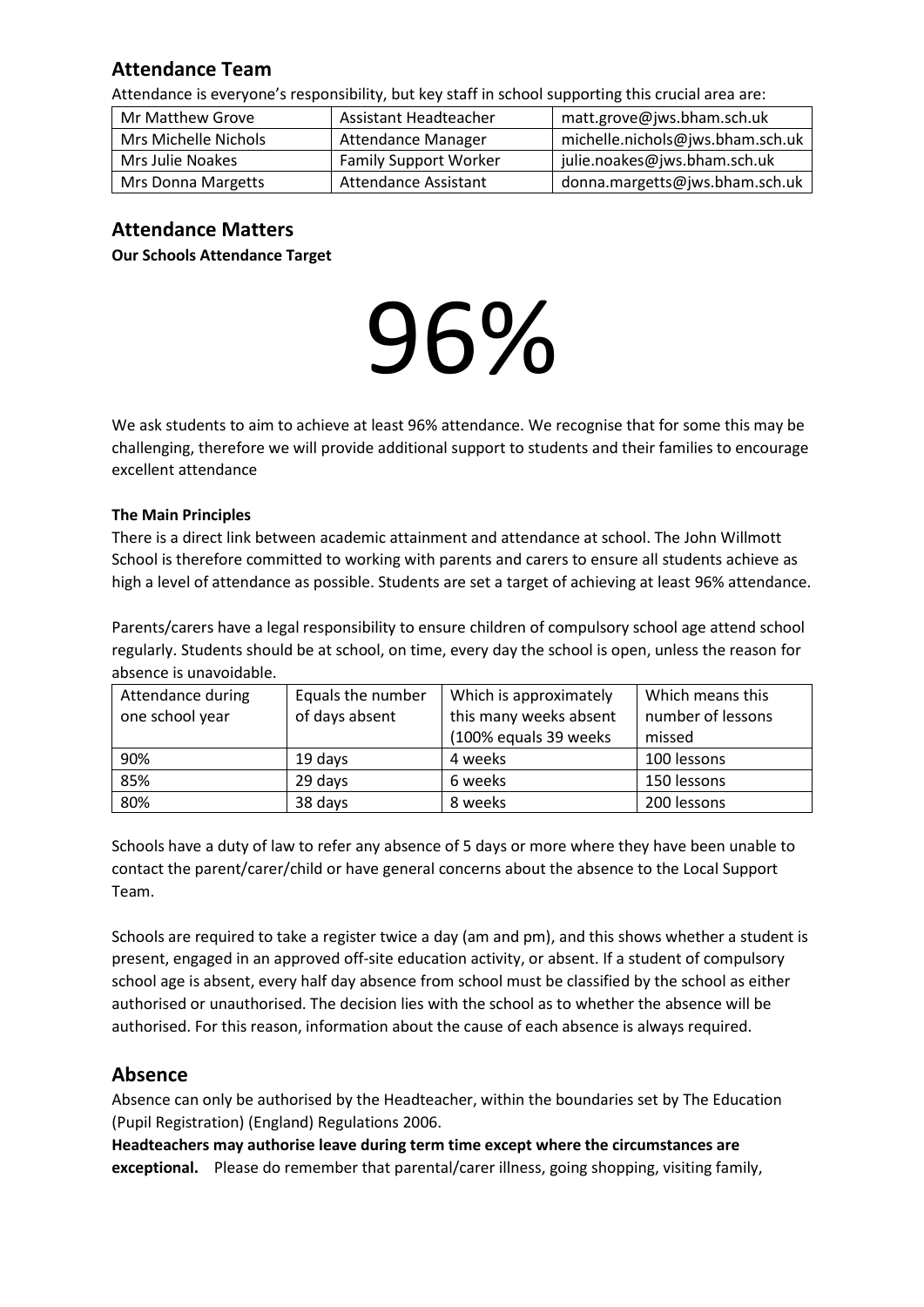## Attendance Team

Attendance is everyone's responsibility, but key staff in school supporting this crucial area are:

| Mr Matthew Grove | Assistant Headteacher | matt.grove@jws.bham.sch.uk |
|---|---|---|
| Mrs Michelle Nichols | Attendance Manager | michelle.nichols@jws.bham.sch.uk |
| Mrs Julie Noakes | Family Support Worker | julie.noakes@jws.bham.sch.uk |
| Mrs Donna Margetts | Attendance Assistant | donna.margetts@jws.bham.sch.uk |

## Attendance Matters

**Our Schools Attendance Target**

# 96%

We ask students to aim to achieve at least 96% attendance. We recognise that for some this may be challenging, therefore we will provide additional support to students and their families to encourage excellent attendance

**The Main Principles**

There is a direct link between academic attainment and attendance at school. The John Willmott School is therefore committed to working with parents and carers to ensure all students achieve as high a level of attendance as possible. Students are set a target of achieving at least 96% attendance.

Parents/carers have a legal responsibility to ensure children of compulsory school age attend school regularly. Students should be at school, on time, every day the school is open, unless the reason for absence is unavoidable.

| Attendance during one school year | Equals the number of days absent | Which is approximately this many weeks absent (100% equals 39 weeks | Which means this number of lessons missed |
|---|---|---|---|
| 90% | 19 days | 4 weeks | 100 lessons |
| 85% | 29 days | 6 weeks | 150 lessons |
| 80% | 38 days | 8 weeks | 200 lessons |

Schools have a duty of law to refer any absence of 5 days or more where they have been unable to contact the parent/carer/child or have general concerns about the absence to the Local Support Team.

Schools are required to take a register twice a day (am and pm), and this shows whether a student is present, engaged in an approved off-site education activity, or absent. If a student of compulsory school age is absent, every half day absence from school must be classified by the school as either authorised or unauthorised. The decision lies with the school as to whether the absence will be authorised. For this reason, information about the cause of each absence is always required.

## Absence

Absence can only be authorised by the Headteacher, within the boundaries set by The Education (Pupil Registration) (England) Regulations 2006.

**Headteachers may authorise leave during term time except where the circumstances are exceptional.** Please do remember that parental/carer illness, going shopping, visiting family,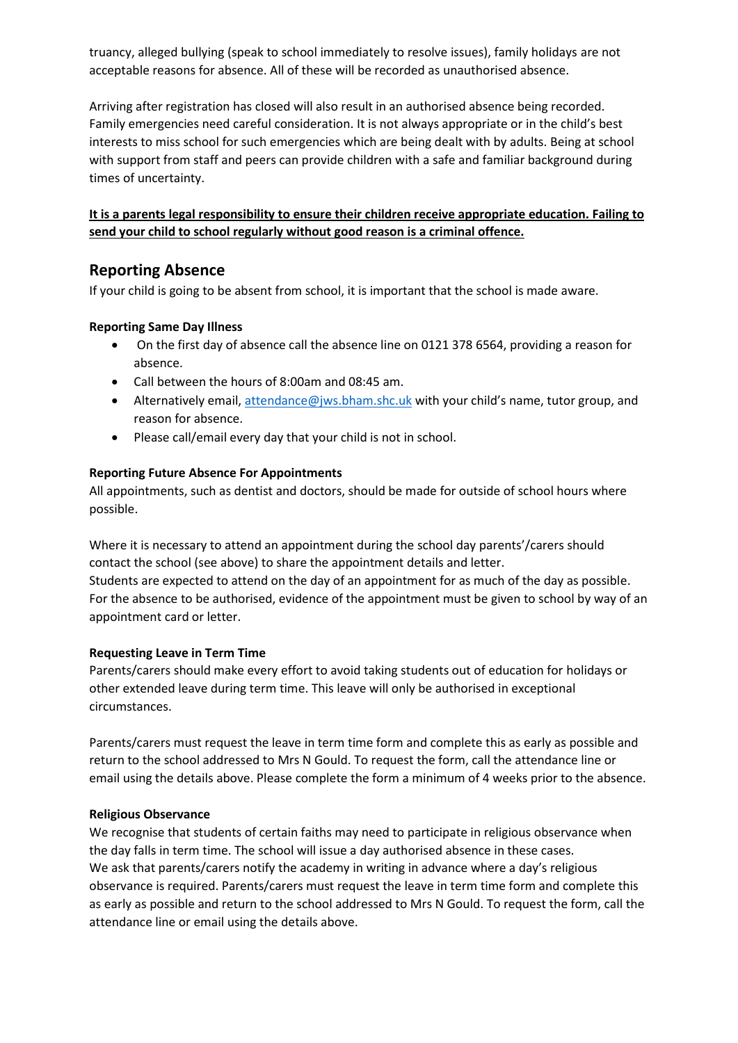truancy, alleged bullying (speak to school immediately to resolve issues), family holidays are not acceptable reasons for absence. All of these will be recorded as unauthorised absence.

Arriving after registration has closed will also result in an authorised absence being recorded. Family emergencies need careful consideration. It is not always appropriate or in the child's best interests to miss school for such emergencies which are being dealt with by adults. Being at school with support from staff and peers can provide children with a safe and familiar background during times of uncertainty.

**It is a parents legal responsibility to ensure their children receive appropriate education. Failing to send your child to school regularly without good reason is a criminal offence.**

## Reporting Absence

If your child is going to be absent from school, it is important that the school is made aware.

**Reporting Same Day Illness**

- On the first day of absence call the absence line on 0121 378 6564, providing a reason for absence.
- Call between the hours of 8:00am and 08:45 am.
- Alternatively email, attendance@jws.bham.shc.uk with your child's name, tutor group, and reason for absence.
- Please call/email every day that your child is not in school.

**Reporting Future Absence For Appointments**

All appointments, such as dentist and doctors, should be made for outside of school hours where possible.

Where it is necessary to attend an appointment during the school day parents'/carers should contact the school (see above) to share the appointment details and letter.
Students are expected to attend on the day of an appointment for as much of the day as possible. For the absence to be authorised, evidence of the appointment must be given to school by way of an appointment card or letter.

**Requesting Leave in Term Time**

Parents/carers should make every effort to avoid taking students out of education for holidays or other extended leave during term time. This leave will only be authorised in exceptional circumstances.

Parents/carers must request the leave in term time form and complete this as early as possible and return to the school addressed to Mrs N Gould. To request the form, call the attendance line or email using the details above. Please complete the form a minimum of 4 weeks prior to the absence.

**Religious Observance**

We recognise that students of certain faiths may need to participate in religious observance when the day falls in term time. The school will issue a day authorised absence in these cases.
We ask that parents/carers notify the academy in writing in advance where a day's religious observance is required. Parents/carers must request the leave in term time form and complete this as early as possible and return to the school addressed to Mrs N Gould. To request the form, call the attendance line or email using the details above.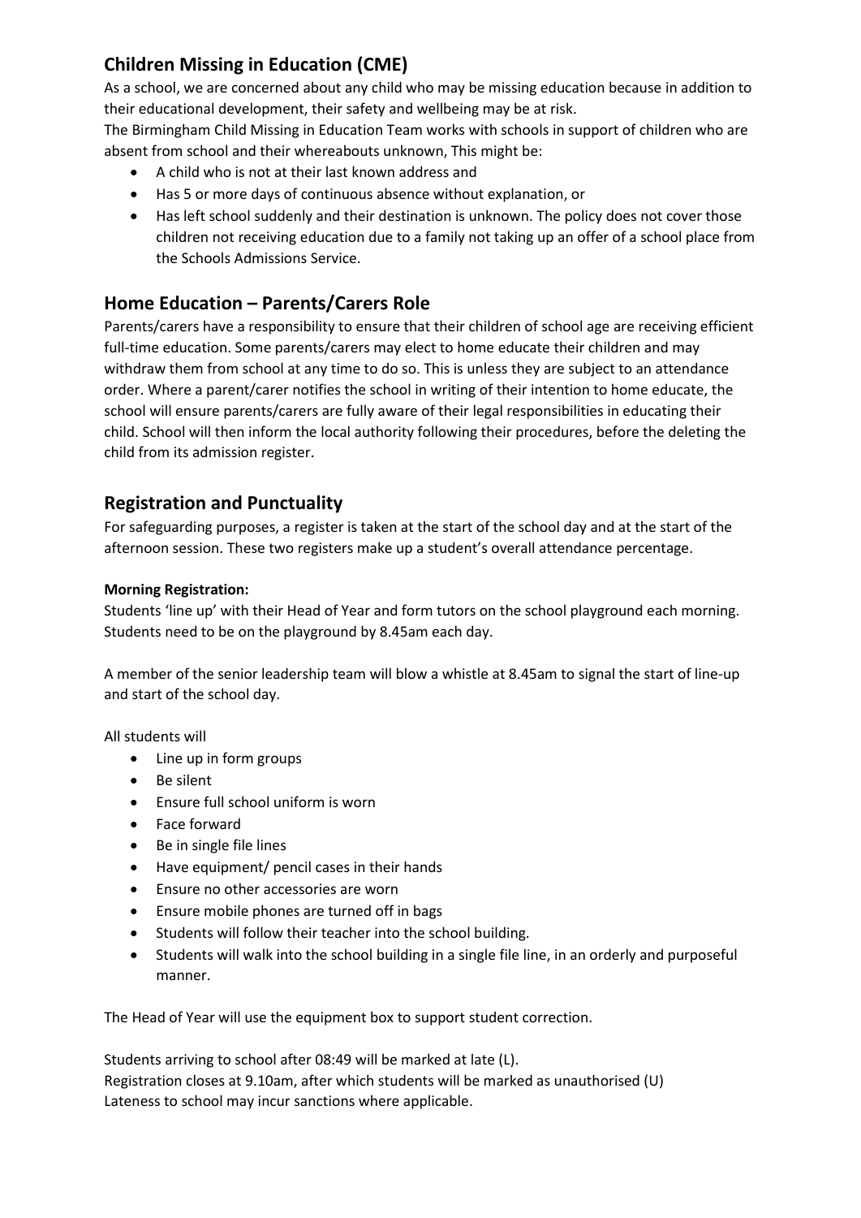## Children Missing in Education (CME)

As a school, we are concerned about any child who may be missing education because in addition to their educational development, their safety and wellbeing may be at risk.

The Birmingham Child Missing in Education Team works with schools in support of children who are absent from school and their whereabouts unknown, This might be:

- A child who is not at their last known address and
- Has 5 or more days of continuous absence without explanation, or
- Has left school suddenly and their destination is unknown. The policy does not cover those children not receiving education due to a family not taking up an offer of a school place from the Schools Admissions Service.

## Home Education – Parents/Carers Role

Parents/carers have a responsibility to ensure that their children of school age are receiving efficient full-time education. Some parents/carers may elect to home educate their children and may withdraw them from school at any time to do so. This is unless they are subject to an attendance order. Where a parent/carer notifies the school in writing of their intention to home educate, the school will ensure parents/carers are fully aware of their legal responsibilities in educating their child. School will then inform the local authority following their procedures, before the deleting the child from its admission register.

## Registration and Punctuality

For safeguarding purposes, a register is taken at the start of the school day and at the start of the afternoon session. These two registers make up a student's overall attendance percentage.

**Morning Registration:**

Students 'line up' with their Head of Year and form tutors on the school playground each morning. Students need to be on the playground by 8.45am each day.

A member of the senior leadership team will blow a whistle at 8.45am to signal the start of line-up and start of the school day.

All students will

- Line up in form groups
- Be silent
- Ensure full school uniform is worn
- Face forward
- Be in single file lines
- Have equipment/ pencil cases in their hands
- Ensure no other accessories are worn
- Ensure mobile phones are turned off in bags
- Students will follow their teacher into the school building.
- Students will walk into the school building in a single file line, in an orderly and purposeful manner.

The Head of Year will use the equipment box to support student correction.

Students arriving to school after 08:49 will be marked at late (L).
Registration closes at 9.10am, after which students will be marked as unauthorised (U)
Lateness to school may incur sanctions where applicable.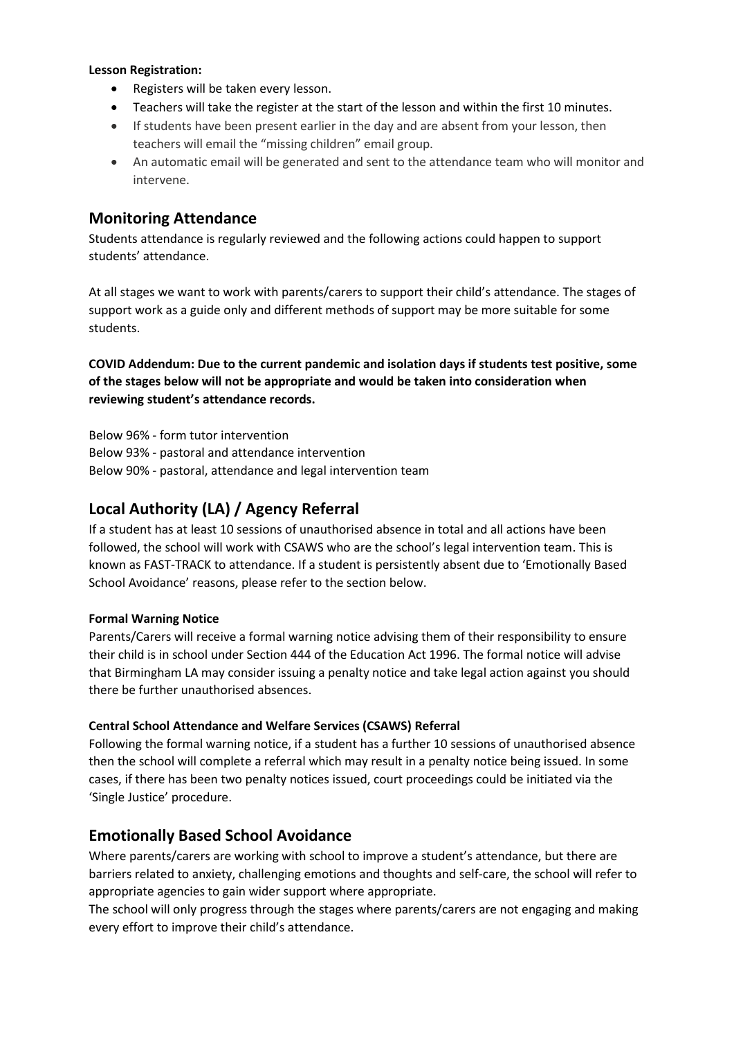**Lesson Registration:**

- Registers will be taken every lesson.
- Teachers will take the register at the start of the lesson and within the first 10 minutes.
- If students have been present earlier in the day and are absent from your lesson, then teachers will email the "missing children" email group.
- An automatic email will be generated and sent to the attendance team who will monitor and intervene.

## Monitoring Attendance

Students attendance is regularly reviewed and the following actions could happen to support students' attendance.

At all stages we want to work with parents/carers to support their child's attendance. The stages of support work as a guide only and different methods of support may be more suitable for some students.

**COVID Addendum: Due to the current pandemic and isolation days if students test positive, some of the stages below will not be appropriate and would be taken into consideration when reviewing student's attendance records.**

Below 96% - form tutor intervention
Below 93% - pastoral and attendance intervention
Below 90% - pastoral, attendance and legal intervention team

## Local Authority (LA) / Agency Referral

If a student has at least 10 sessions of unauthorised absence in total and all actions have been followed, the school will work with CSAWS who are the school's legal intervention team. This is known as FAST-TRACK to attendance. If a student is persistently absent due to 'Emotionally Based School Avoidance' reasons, please refer to the section below.

**Formal Warning Notice**

Parents/Carers will receive a formal warning notice advising them of their responsibility to ensure their child is in school under Section 444 of the Education Act 1996. The formal notice will advise that Birmingham LA may consider issuing a penalty notice and take legal action against you should there be further unauthorised absences.

**Central School Attendance and Welfare Services (CSAWS) Referral**

Following the formal warning notice, if a student has a further 10 sessions of unauthorised absence then the school will complete a referral which may result in a penalty notice being issued. In some cases, if there has been two penalty notices issued, court proceedings could be initiated via the 'Single Justice' procedure.

## Emotionally Based School Avoidance

Where parents/carers are working with school to improve a student's attendance, but there are barriers related to anxiety, challenging emotions and thoughts and self-care, the school will refer to appropriate agencies to gain wider support where appropriate.
The school will only progress through the stages where parents/carers are not engaging and making every effort to improve their child's attendance.